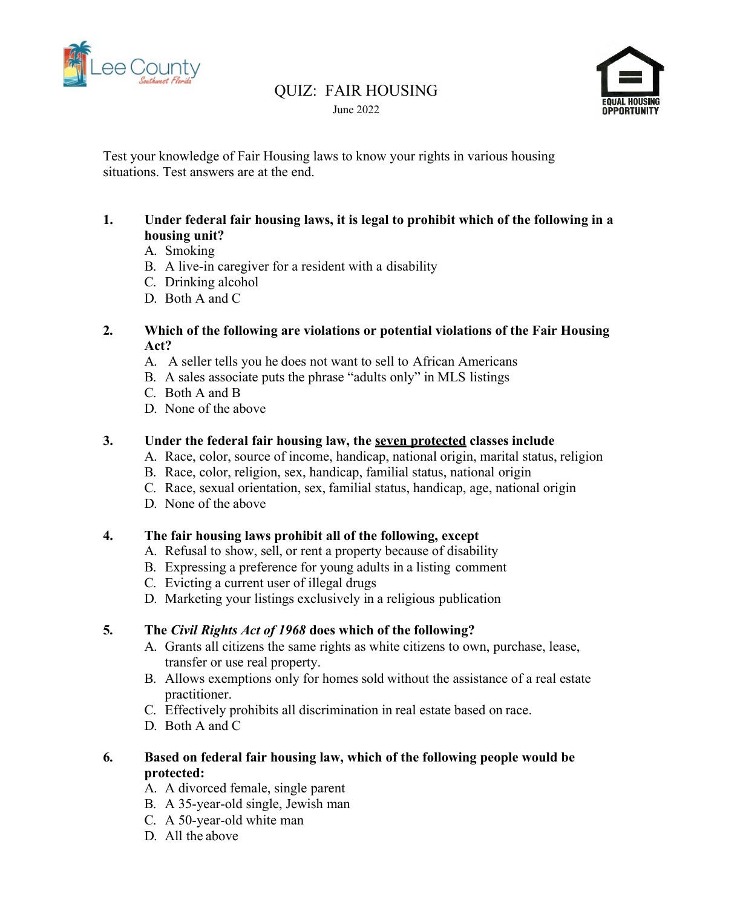# QUIZ: FAIR HOUSING

June 2022

Test your knowledge of Fair Housing laws to know your rights in various housing situations. Test answers are at the end.

1. **Under federal fair housing laws, it is legal to prohibit which of the following in a housing unit?**
   A. Smoking
   B. A live-in caregiver for a resident with a disability
   C. Drinking alcohol
   D. Both A and C

2. **Which of the following are violations or potential violations of the Fair Housing Act?**
   A. A seller tells you he does not want to sell to African Americans
   B. A sales associate puts the phrase "adults only" in MLS listings
   C. Both A and B
   D. None of the above

3. **Under the federal fair housing law, the <u>seven protected</u> classes include**
   A. Race, color, source of income, handicap, national origin, marital status, religion
   B. Race, color, religion, sex, handicap, familial status, national origin
   C. Race, sexual orientation, sex, familial status, handicap, age, national origin
   D. None of the above

4. **The fair housing laws prohibit all of the following, except**
   A. Refusal to show, sell, or rent a property because of disability
   B. Expressing a preference for young adults in a listing comment
   C. Evicting a current user of illegal drugs
   D. Marketing your listings exclusively in a religious publication

5. **The *Civil Rights Act of 1968* does which of the following?**
   A. Grants all citizens the same rights as white citizens to own, purchase, lease, transfer or use real property.
   B. Allows exemptions only for homes sold without the assistance of a real estate practitioner.
   C. Effectively prohibits all discrimination in real estate based on race.
   D. Both A and C

6. **Based on federal fair housing law, which of the following people would be protected:**
   A. A divorced female, single parent
   B. A 35-year-old single, Jewish man
   C. A 50-year-old white man
   D. All the above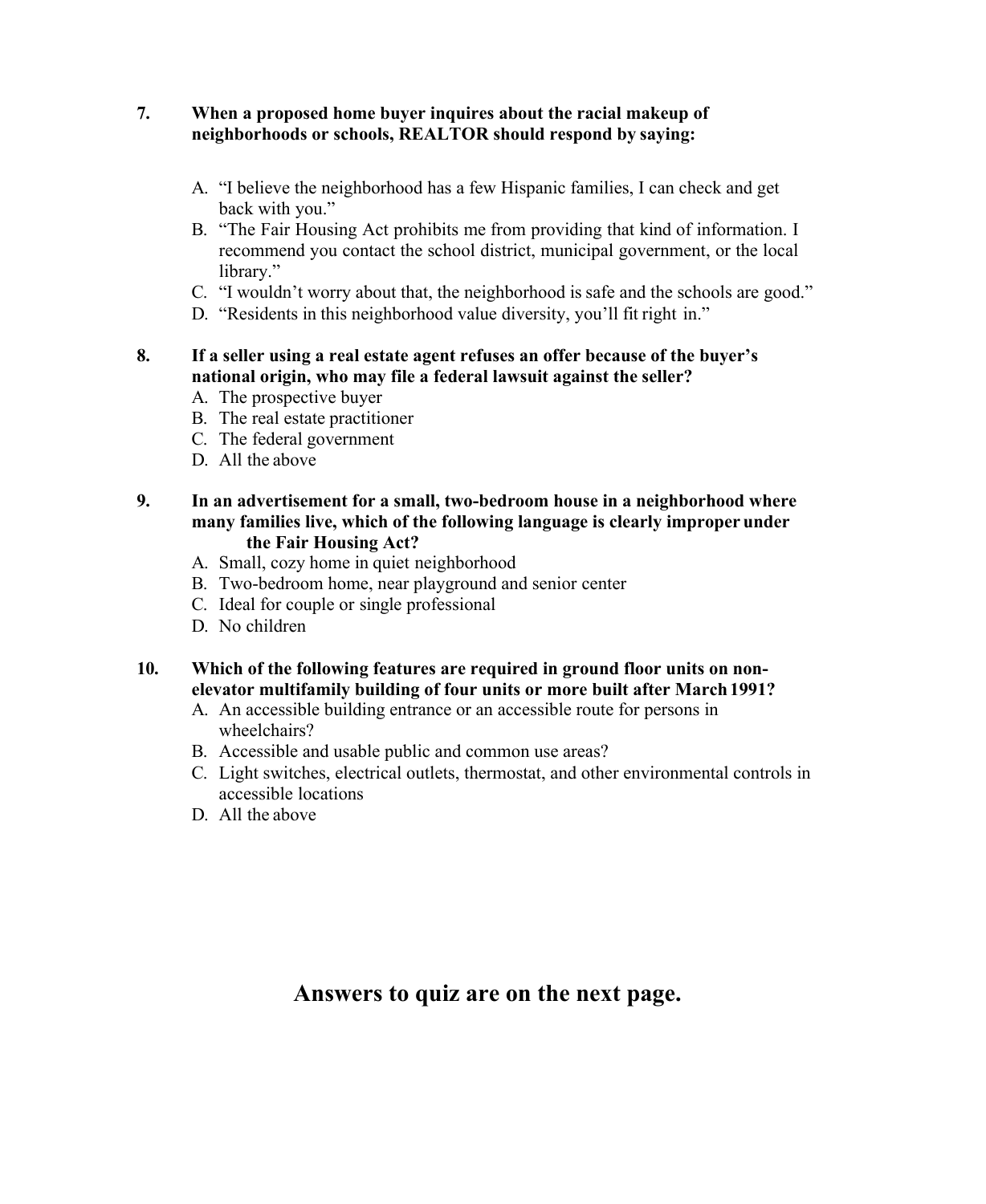**7. When a proposed home buyer inquires about the racial makeup of neighborhoods or schools, REALTOR should respond by saying:**

A. "I believe the neighborhood has a few Hispanic families, I can check and get back with you."
B. "The Fair Housing Act prohibits me from providing that kind of information. I recommend you contact the school district, municipal government, or the local library."
C. "I wouldn't worry about that, the neighborhood is safe and the schools are good."
D. "Residents in this neighborhood value diversity, you'll fit right in."

**8. If a seller using a real estate agent refuses an offer because of the buyer's national origin, who may file a federal lawsuit against the seller?**

A. The prospective buyer
B. The real estate practitioner
C. The federal government
D. All the above

**9. In an advertisement for a small, two-bedroom house in a neighborhood where many families live, which of the following language is clearly improper under the Fair Housing Act?**

A. Small, cozy home in quiet neighborhood
B. Two-bedroom home, near playground and senior center
C. Ideal for couple or single professional
D. No children

**10. Which of the following features are required in ground floor units on non-elevator multifamily building of four units or more built after March 1991?**

A. An accessible building entrance or an accessible route for persons in wheelchairs?
B. Accessible and usable public and common use areas?
C. Light switches, electrical outlets, thermostat, and other environmental controls in accessible locations
D. All the above

## Answers to quiz are on the next page.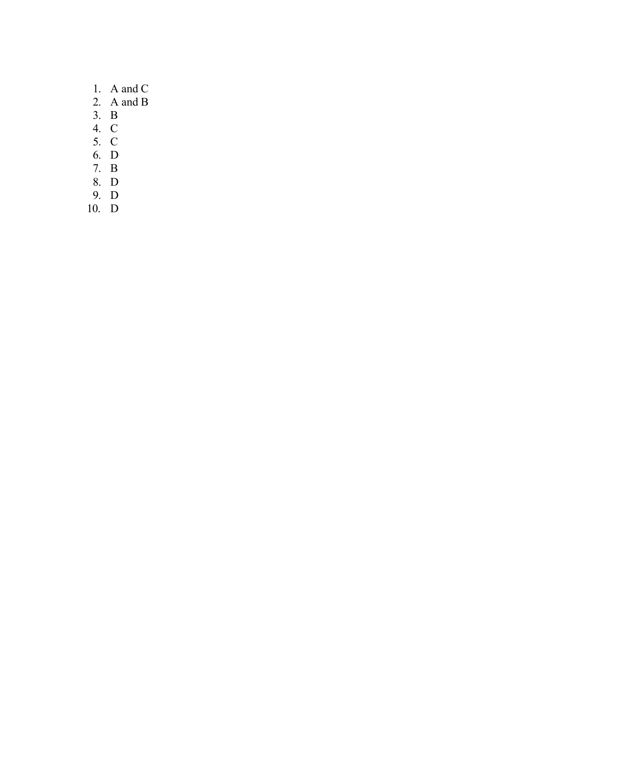1. A and C
2. A and B
3. B
4. C
5. C
6. D
7. B
8. D
9. D
10. D